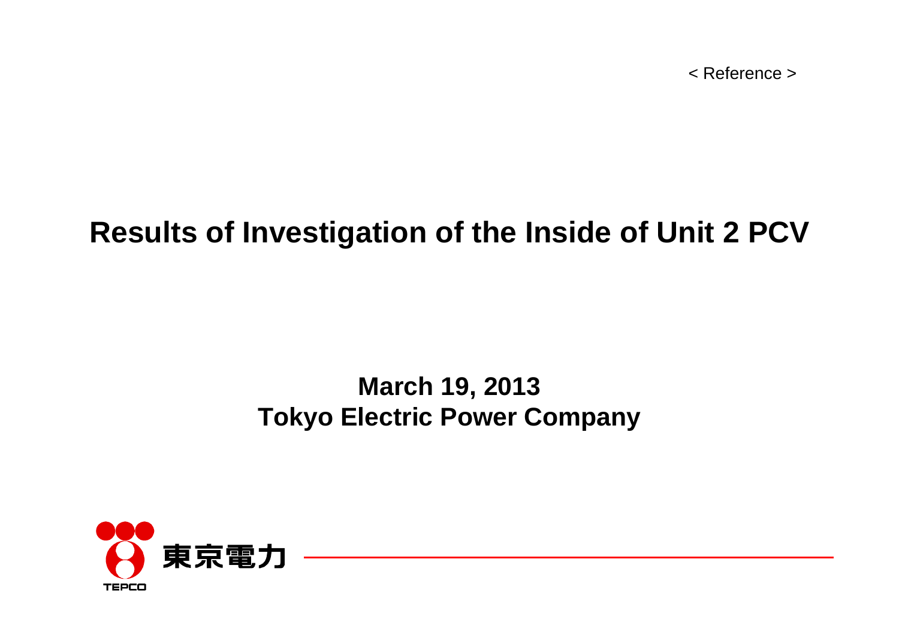< Reference >

# Results of Investigation of the Inside of Unit 2 PCV

**March 19, 2013**
**Tokyo Electric Power Company**

東京電力
TEPCO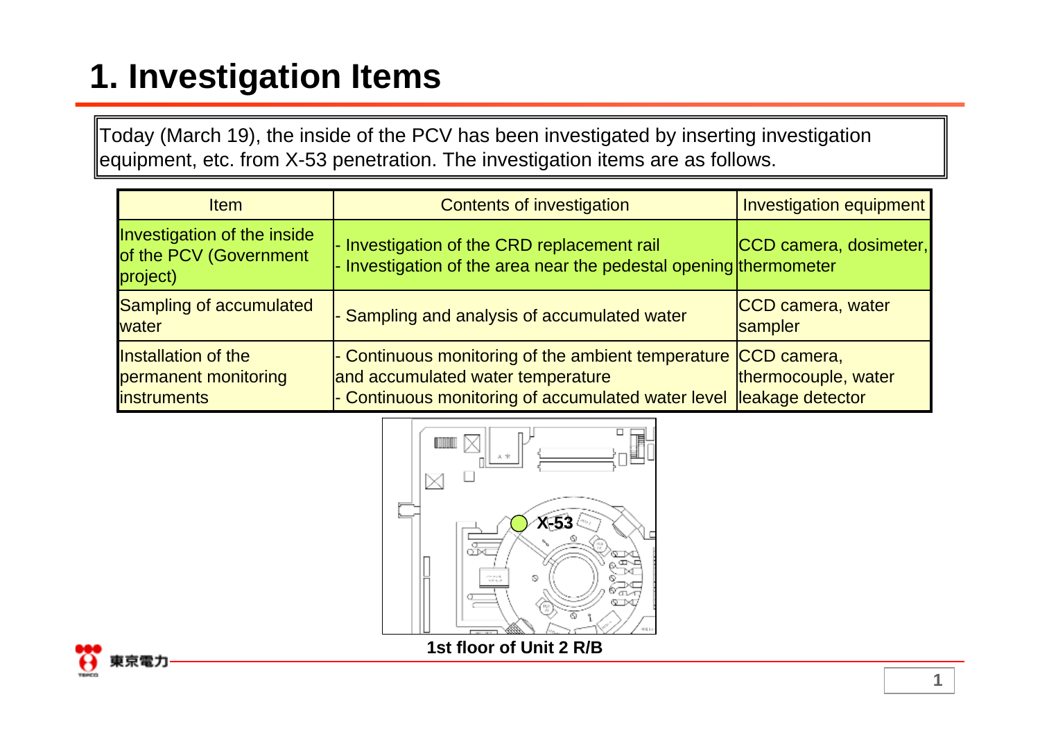# 1. Investigation Items

Today (March 19), the inside of the PCV has been investigated by inserting investigation equipment, etc. from X-53 penetration. The investigation items are as follows.

| Item | Contents of investigation | Investigation equipment |
|---|---|---|
| Investigation of the inside of the PCV (Government project) | - Investigation of the CRD replacement rail<br>- Investigation of the area near the pedestal opening | CCD camera, dosimeter, thermometer |
| Sampling of accumulated water | - Sampling and analysis of accumulated water | CCD camera, water sampler |
| Installation of the permanent monitoring instruments | - Continuous monitoring of the ambient temperature and accumulated water temperature<br>- Continuous monitoring of accumulated water level | CCD camera, thermocouple, water leakage detector |

X-53

1st floor of Unit 2 R/B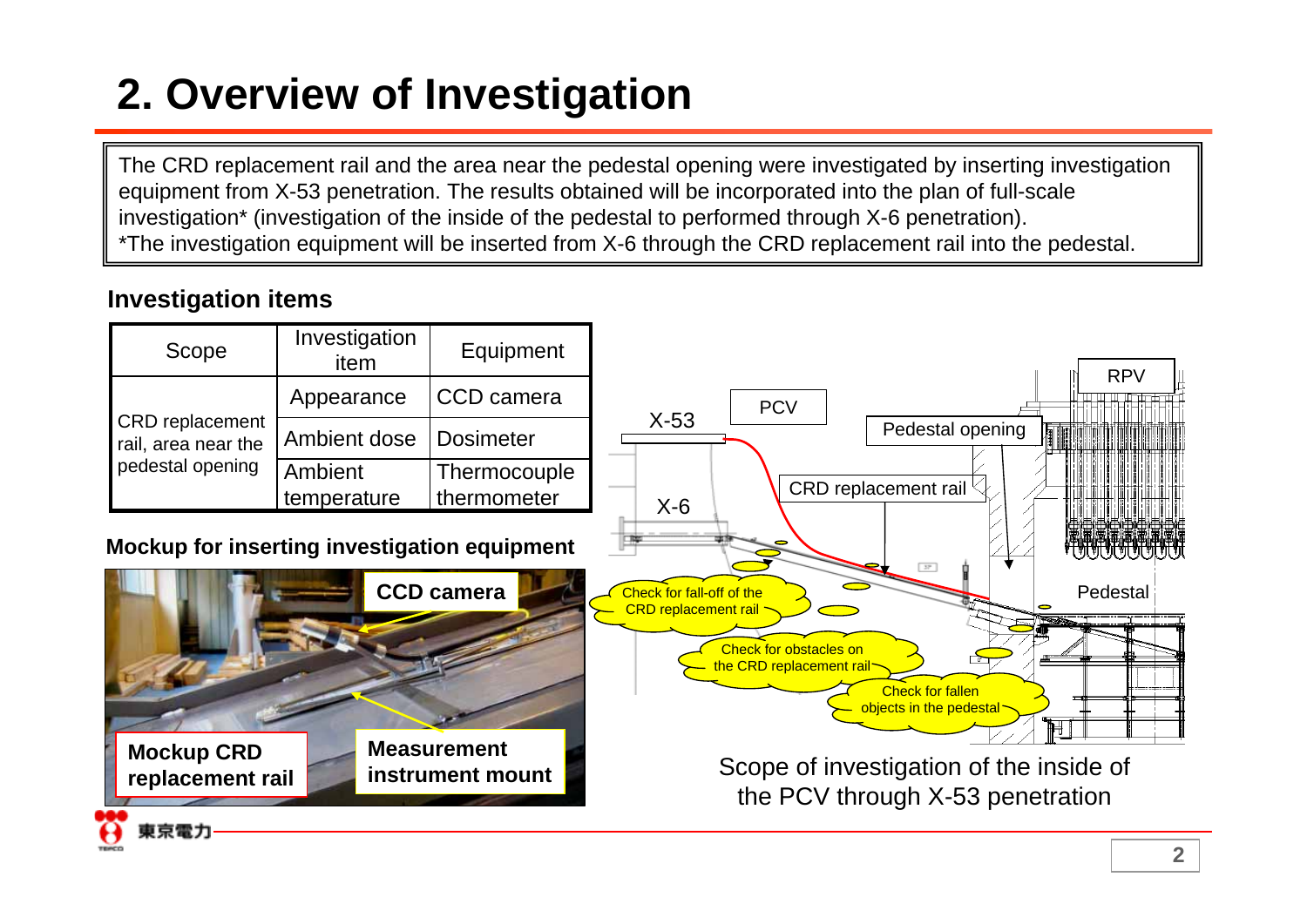# 2. Overview of Investigation

The CRD replacement rail and the area near the pedestal opening were investigated by inserting investigation equipment from X-53 penetration. The results obtained will be incorporated into the plan of full-scale investigation* (investigation of the inside of the pedestal to performed through X-6 penetration).
*The investigation equipment will be inserted from X-6 through the CRD replacement rail into the pedestal.

## Investigation items

| Scope | Investigation item | Equipment |
|---|---|---|
| CRD replacement rail, area near the pedestal opening | Appearance | CCD camera |
| | Ambient dose | Dosimeter |
| | Ambient temperature | Thermocouple thermometer |

**Mockup for inserting investigation equipment**

**CCD camera**

**Mockup CRD replacement rail**

**Measurement instrument mount**

RPV

PCV

X-53

Pedestal opening

CRD replacement rail

X-6

Pedestal

Check for fall-off of the CRD replacement rail

Check for obstacles on the CRD replacement rail

Check for fallen objects in the pedestal

Scope of investigation of the inside of the PCV through X-53 penetration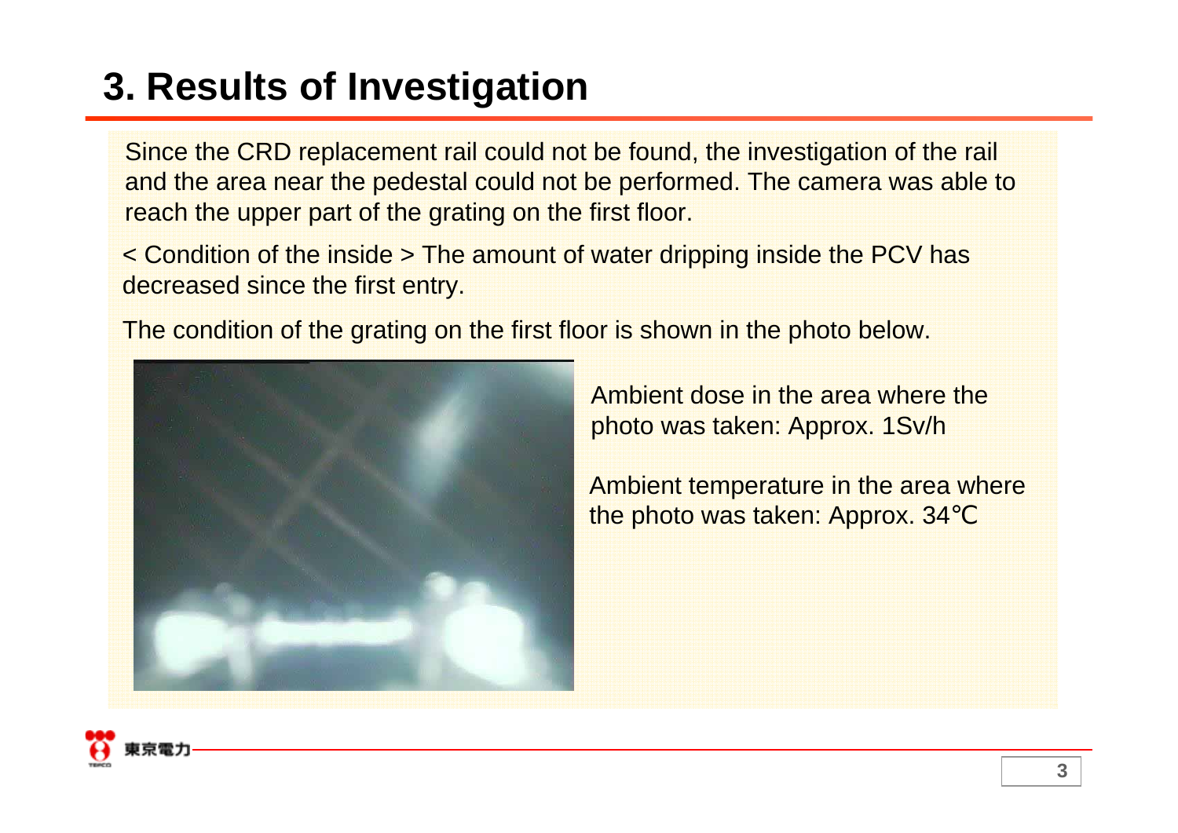# 3. Results of Investigation

Since the CRD replacement rail could not be found, the investigation of the rail and the area near the pedestal could not be performed. The camera was able to reach the upper part of the grating on the first floor.

< Condition of the inside > The amount of water dripping inside the PCV has decreased since the first entry.

The condition of the grating on the first floor is shown in the photo below.

Ambient dose in the area where the photo was taken: Approx. 1Sv/h

Ambient temperature in the area where the photo was taken: Approx. 34℃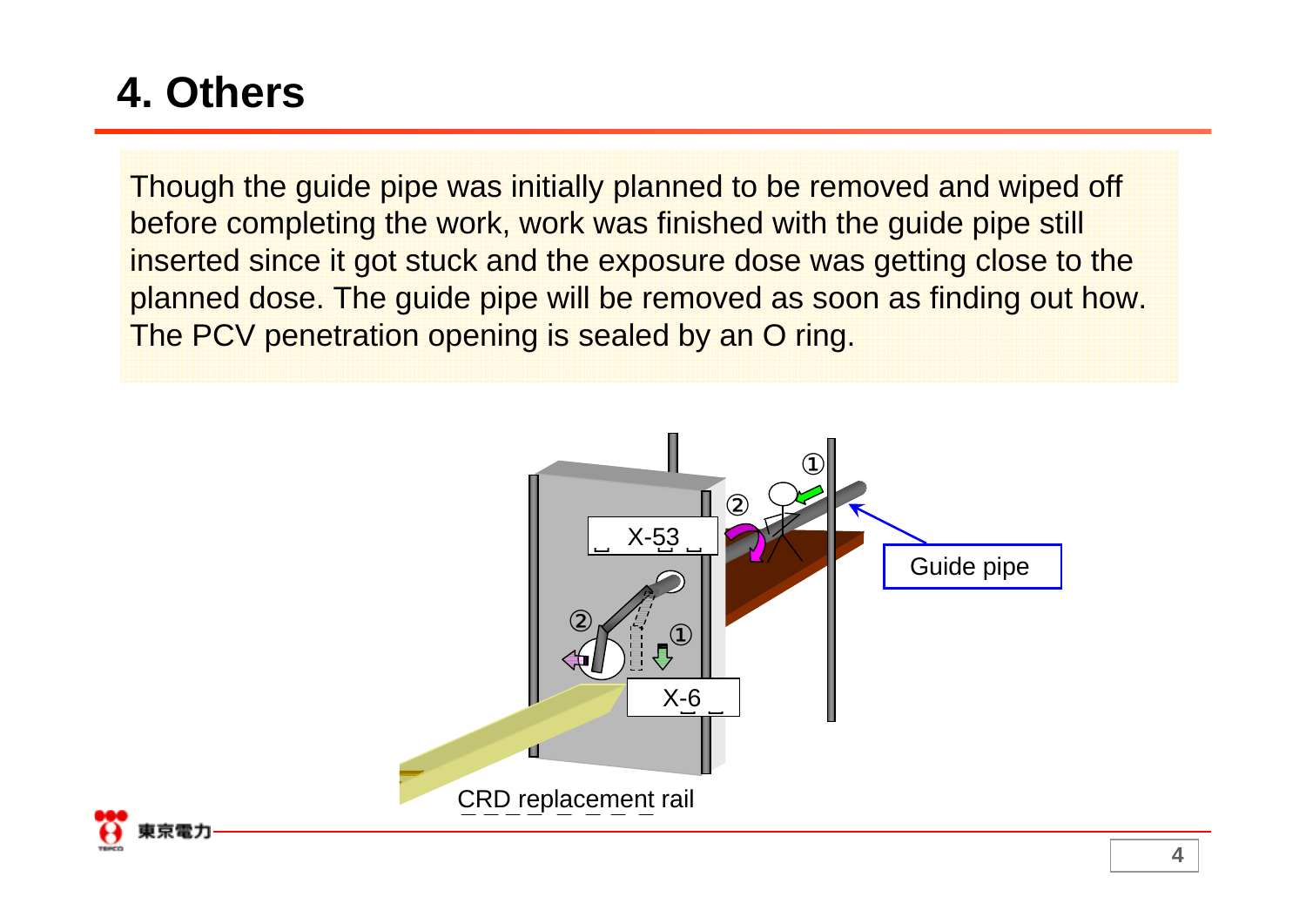# 4. Others

Though the guide pipe was initially planned to be removed and wiped off before completing the work, work was finished with the guide pipe still inserted since it got stuck and the exposure dose was getting close to the planned dose. The guide pipe will be removed as soon as finding out how. The PCV penetration opening is sealed by an O ring.

X-53

X-6

Guide pipe

CRD replacement rail

①

②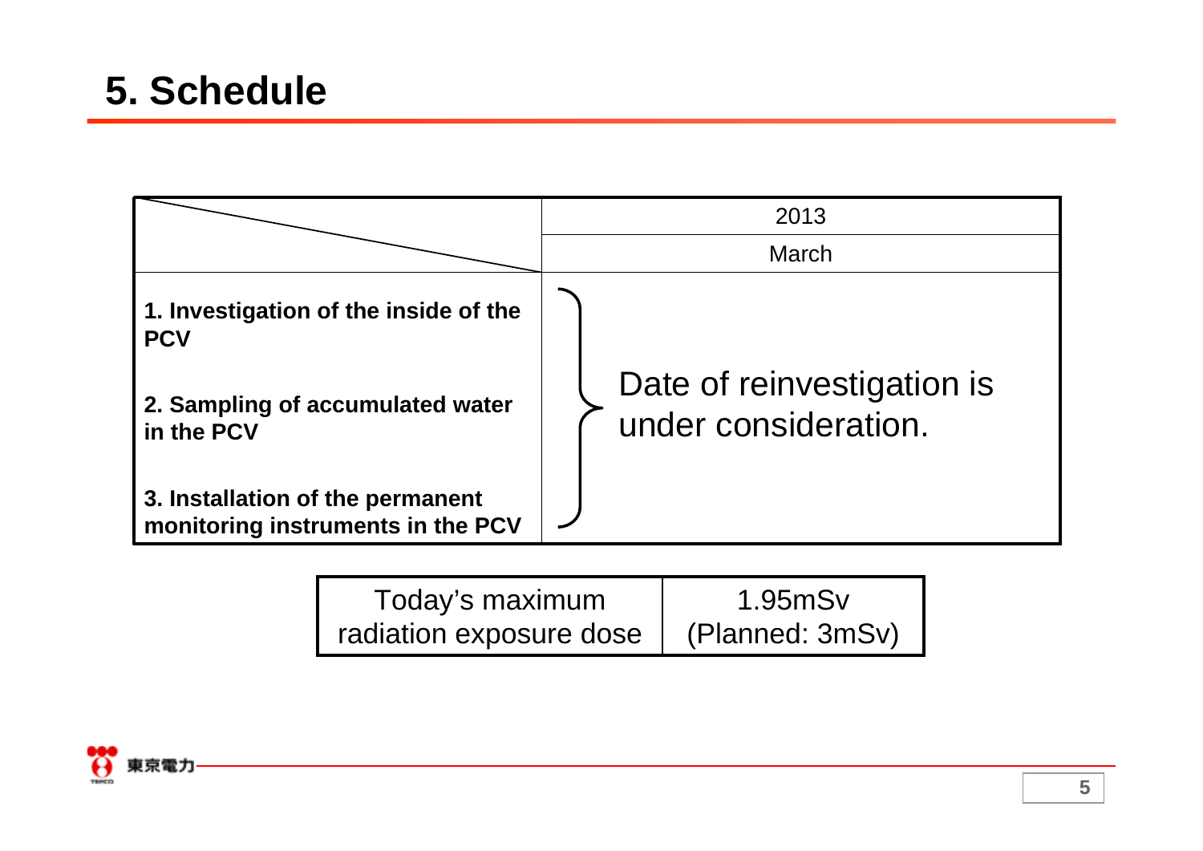# 5. Schedule

| | 2013 |
|---|---|
| | March |
| **1. Investigation of the inside of the PCV** | Date of reinvestigation is under consideration. |
| **2. Sampling of accumulated water in the PCV** | |
| **3. Installation of the permanent monitoring instruments in the PCV** | |

| | |
|---|---|
| Today's maximum radiation exposure dose | 1.95mSv (Planned: 3mSv) |